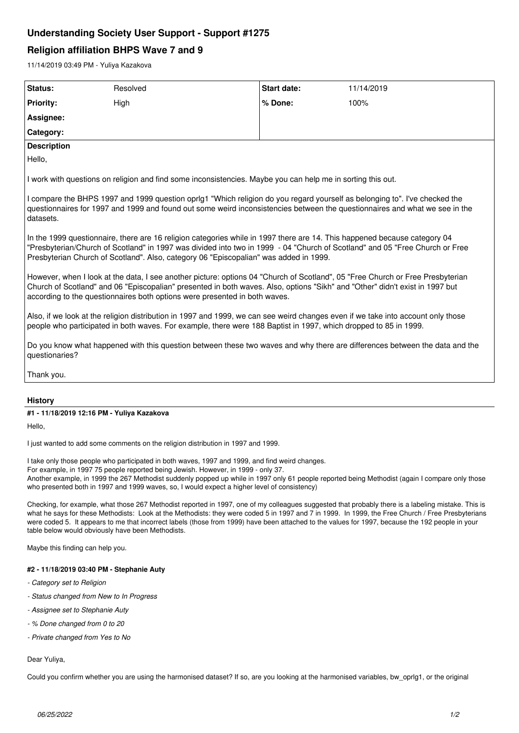# Understanding Society User Support - Support #1275

## Religion affiliation BHPS Wave 7 and 9

11/14/2019 03:49 PM - Yuliya Kazakova

| Status: | Resolved | Start date: | 11/14/2019 |
|---|---|---|---|
| Priority: | High | % Done: | 100% |
| Assignee: | | | |
| Category: | | | |

**Description**

Hello,

I work with questions on religion and find some inconsistencies. Maybe you can help me in sorting this out.

I compare the BHPS 1997 and 1999 question oprlg1 "Which religion do you regard yourself as belonging to". I've checked the questionnaires for 1997 and 1999 and found out some weird inconsistencies between the questionnaires and what we see in the datasets.

In the 1999 questionnaire, there are 16 religion categories while in 1997 there are 14. This happened because category 04 "Presbyterian/Church of Scotland" in 1997 was divided into two in 1999 - 04 "Church of Scotland" and 05 "Free Church or Free Presbyterian Church of Scotland". Also, category 06 "Episcopalian" was added in 1999.

However, when I look at the data, I see another picture: options 04 "Church of Scotland", 05 "Free Church or Free Presbyterian Church of Scotland" and 06 "Episcopalian" presented in both waves. Also, options "Sikh" and "Other" didn't exist in 1997 but according to the questionnaires both options were presented in both waves.

Also, if we look at the religion distribution in 1997 and 1999, we can see weird changes even if we take into account only those people who participated in both waves. For example, there were 188 Baptist in 1997, which dropped to 85 in 1999.

Do you know what happened with this question between these two waves and why there are differences between the data and the questionaries?

Thank you.

## History

### #1 - 11/18/2019 12:16 PM - Yuliya Kazakova

Hello,

I just wanted to add some comments on the religion distribution in 1997 and 1999.

I take only those people who participated in both waves, 1997 and 1999, and find weird changes.
For example, in 1997 75 people reported being Jewish. However, in 1999 - only 37.
Another example, in 1999 the 267 Methodist suddenly popped up while in 1997 only 61 people reported being Methodist (again I compare only those who presented both in 1997 and 1999 waves, so, I would expect a higher level of consistency)

Checking, for example, what those 267 Methodist reported in 1997, one of my colleagues suggested that probably there is a labeling mistake. This is what he says for these Methodists: Look at the Methodists: they were coded 5 in 1997 and 7 in 1999. In 1999, the Free Church / Free Presbyterians were coded 5. It appears to me that incorrect labels (those from 1999) have been attached to the values for 1997, because the 192 people in your table below would obviously have been Methodists.

Maybe this finding can help you.

### #2 - 11/18/2019 03:40 PM - Stephanie Auty

- *Category set to Religion*
- *Status changed from New to In Progress*
- *Assignee set to Stephanie Auty*
- *% Done changed from 0 to 20*
- *Private changed from Yes to No*

Dear Yuliya,

Could you confirm whether you are using the harmonised dataset? If so, are you looking at the harmonised variables, bw_oprlg1, or the original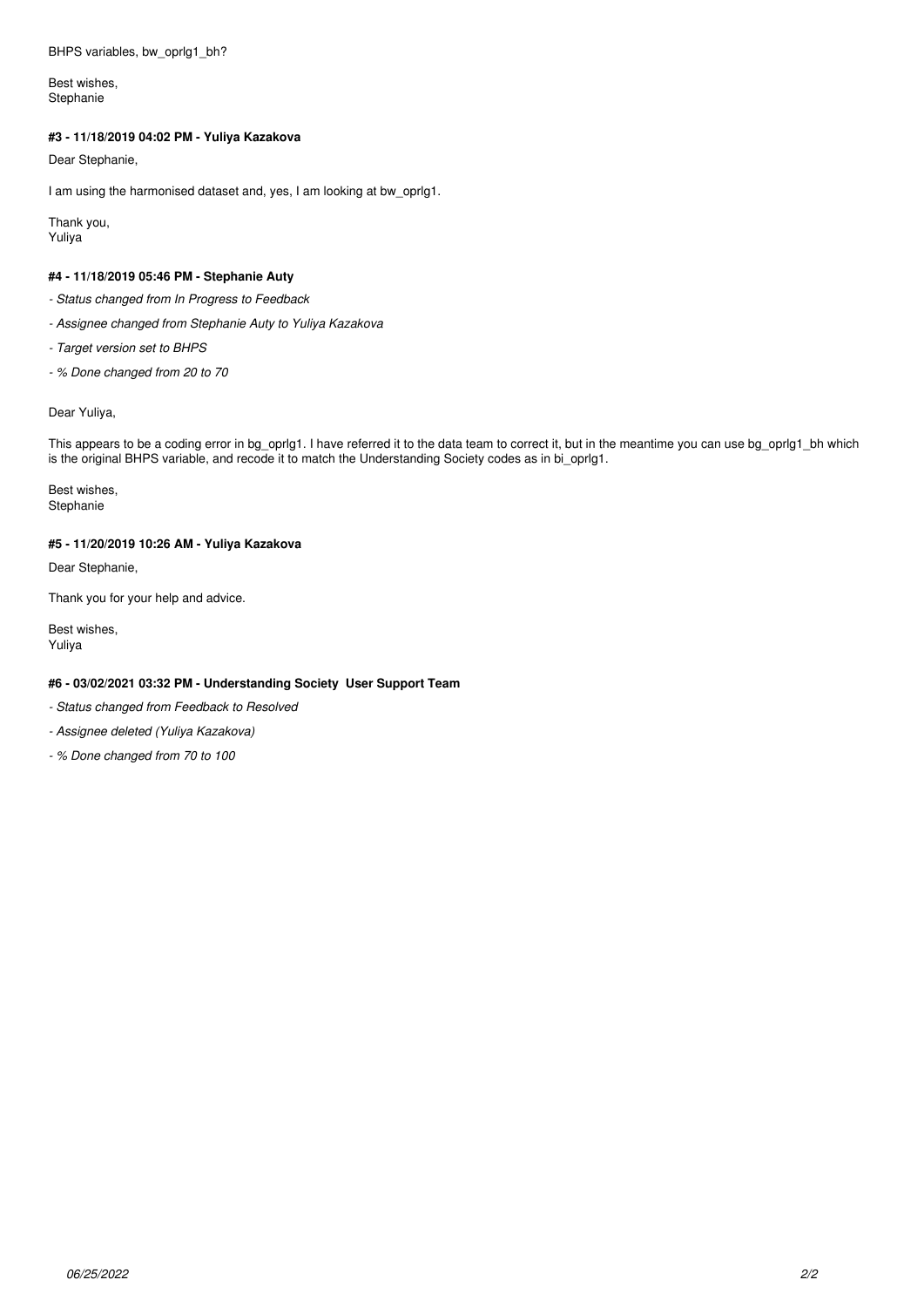BHPS variables, bw_oprlg1_bh?

Best wishes,
Stephanie

#### #3 - 11/18/2019 04:02 PM - Yuliya Kazakova

Dear Stephanie,

I am using the harmonised dataset and, yes, I am looking at bw_oprlg1.

Thank you,
Yuliya

#### #4 - 11/18/2019 05:46 PM - Stephanie Auty

- *Status changed from In Progress to Feedback*
- *Assignee changed from Stephanie Auty to Yuliya Kazakova*
- *Target version set to BHPS*
- *% Done changed from 20 to 70*

Dear Yuliya,

This appears to be a coding error in bg_oprlg1. I have referred it to the data team to correct it, but in the meantime you can use bg_oprlg1_bh which is the original BHPS variable, and recode it to match the Understanding Society codes as in bi_oprlg1.

Best wishes,
Stephanie

#### #5 - 11/20/2019 10:26 AM - Yuliya Kazakova

Dear Stephanie,

Thank you for your help and advice.

Best wishes,
Yuliya

#### #6 - 03/02/2021 03:32 PM - Understanding Society User Support Team

- *Status changed from Feedback to Resolved*
- *Assignee deleted (Yuliya Kazakova)*
- *% Done changed from 70 to 100*